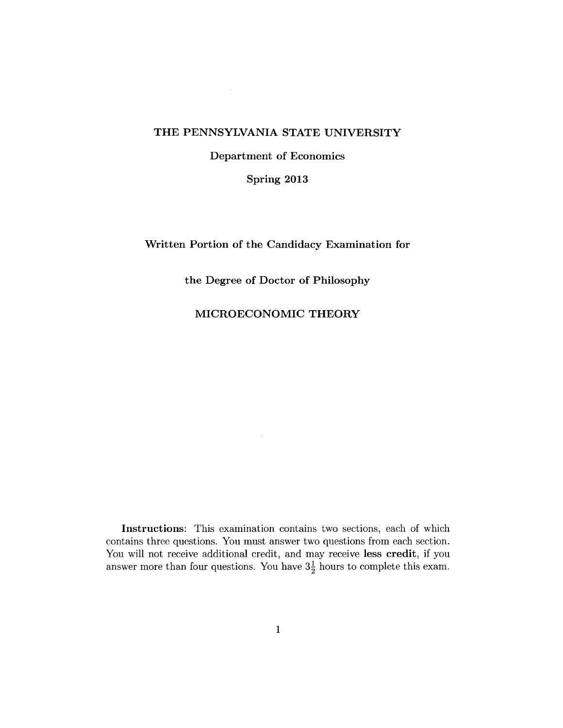# THE PENNSYLVANIA STATE UNIVERSITY

## Department of Economics

## Spring 2013

## Written Portion of the Candidacy Examination for

## the Degree of Doctor of Philosophy

## MICROECONOMIC THEORY

**Instructions**: This examination contains two sections, each of which contains three questions. You must answer two questions from each section. You will not receive additional credit, and may receive **less credit**, if you answer more than four questions. You have $3\frac{1}{2}$ hours to complete this exam.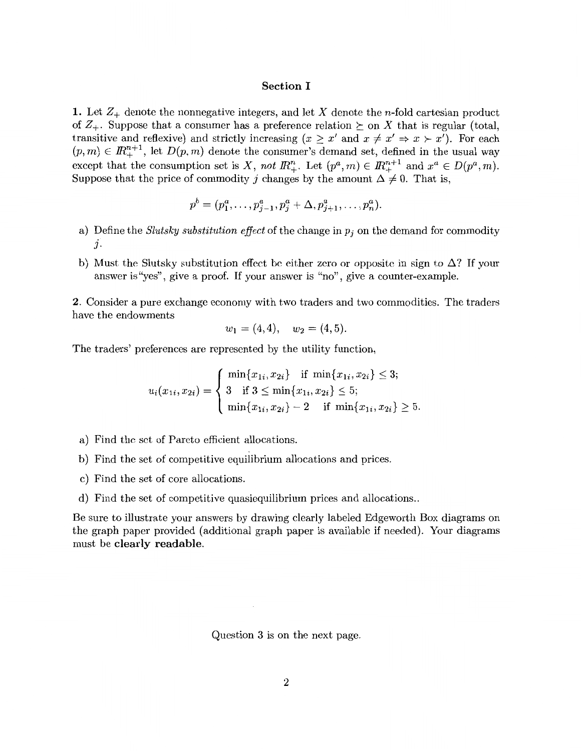## Section I

**1.** Let $Z_+$ denote the nonnegative integers, and let $X$ denote the $n$-fold cartesian product of $Z_+$. Suppose that a consumer has a preference relation $\succeq$ on $X$ that is regular (total, transitive and reflexive) and strictly increasing ($x \geq x'$ and $x \neq x' \Rightarrow x \succ x'$). For each $(p, m) \in I\!R^{n+1}_+$, let $D(p, m)$ denote the consumer's demand set, defined in the usual way except that the consumption set is $X$, *not* $I\!R^n_+$. Let $(p^a, m) \in I\!R^{n+1}_+$ and $x^a \in D(p^a, m)$. Suppose that the price of commodity $j$ changes by the amount $\Delta \neq 0$. That is,

$$p^b = (p^a_1, \ldots, p^a_{j-1}, p^a_j + \Delta, p^a_{j+1}, \ldots, p^a_n).$$

a) Define the *Slutsky substitution effect* of the change in $p_j$ on the demand for commodity $j$.

b) Must the Slutsky substitution effect be either zero or opposite in sign to $\Delta$? If your answer is "yes", give a proof. If your answer is "no", give a counter-example.

**2.** Consider a pure exchange economy with two traders and two commodities. The traders have the endowments

$$w_1 = (4, 4), \quad w_2 = (4, 5).$$

The traders' preferences are represented by the utility function,

$$u_i(x_{1i}, x_{2i}) = \begin{cases} \min\{x_{1i}, x_{2i}\} & \text{if } \min\{x_{1i}, x_{2i}\} \leq 3; \\ 3 & \text{if } 3 \leq \min\{x_{1i}, x_{2i}\} \leq 5; \\ \min\{x_{1i}, x_{2i}\} - 2 & \text{if } \min\{x_{1i}, x_{2i}\} \geq 5. \end{cases}$$

a) Find the set of Pareto efficient allocations.

b) Find the set of competitive equilibrium allocations and prices.

c) Find the set of core allocations.

d) Find the set of competitive quasiequilibrium prices and allocations..

Be sure to illustrate your answers by drawing clearly labeled Edgeworth Box diagrams on the graph paper provided (additional graph paper is available if needed). Your diagrams must be **clearly readable**.

Question 3 is on the next page.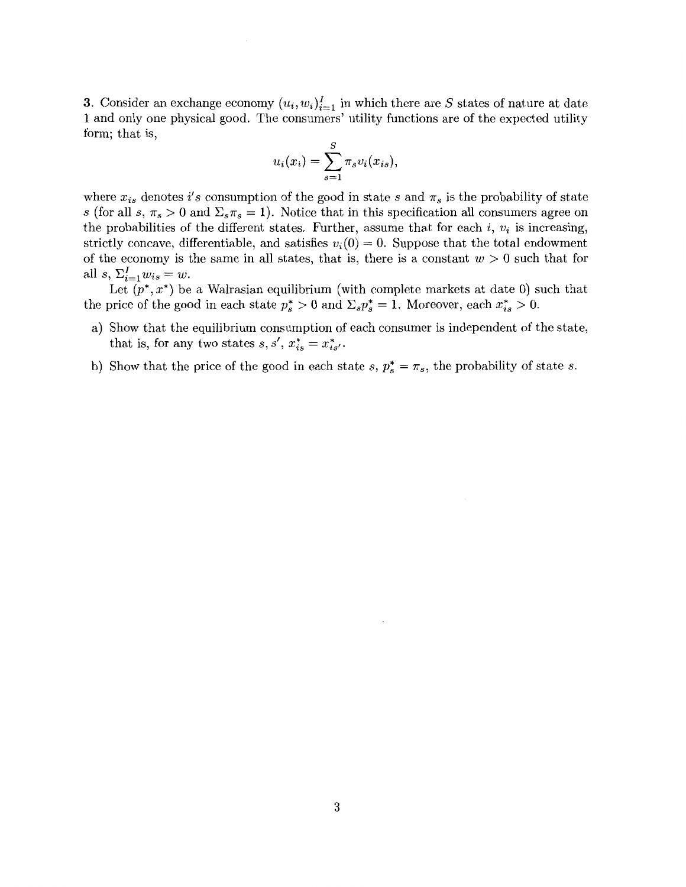3. Consider an exchange economy $(u_i, w_i)_{i=1}^I$ in which there are $S$ states of nature at date 1 and only one physical good. The consumers' utility functions are of the expected utility form; that is,

$$u_i(x_i) = \sum_{s=1}^{S} \pi_s v_i(x_{is}),$$

where $x_{is}$ denotes $i$'s consumption of the good in state $s$ and $\pi_s$ is the probability of state $s$ (for all $s$, $\pi_s > 0$ and $\Sigma_s \pi_s = 1$). Notice that in this specification all consumers agree on the probabilities of the different states. Further, assume that for each $i$, $v_i$ is increasing, strictly concave, differentiable, and satisfies $v_i(0) = 0$. Suppose that the total endowment of the economy is the same in all states, that is, there is a constant $w > 0$ such that for all $s$, $\Sigma_{i=1}^I w_{is} = w$.

Let $(p^*, x^*)$ be a Walrasian equilibrium (with complete markets at date 0) such that the price of the good in each state $p_s^* > 0$ and $\Sigma_s p_s^* = 1$. Moreover, each $x_{is}^* > 0$.

a) Show that the equilibrium consumption of each consumer is independent of the state, that is, for any two states $s, s'$, $x_{is}^* = x_{is'}^*$.

b) Show that the price of the good in each state $s$, $p_s^* = \pi_s$, the probability of state $s$.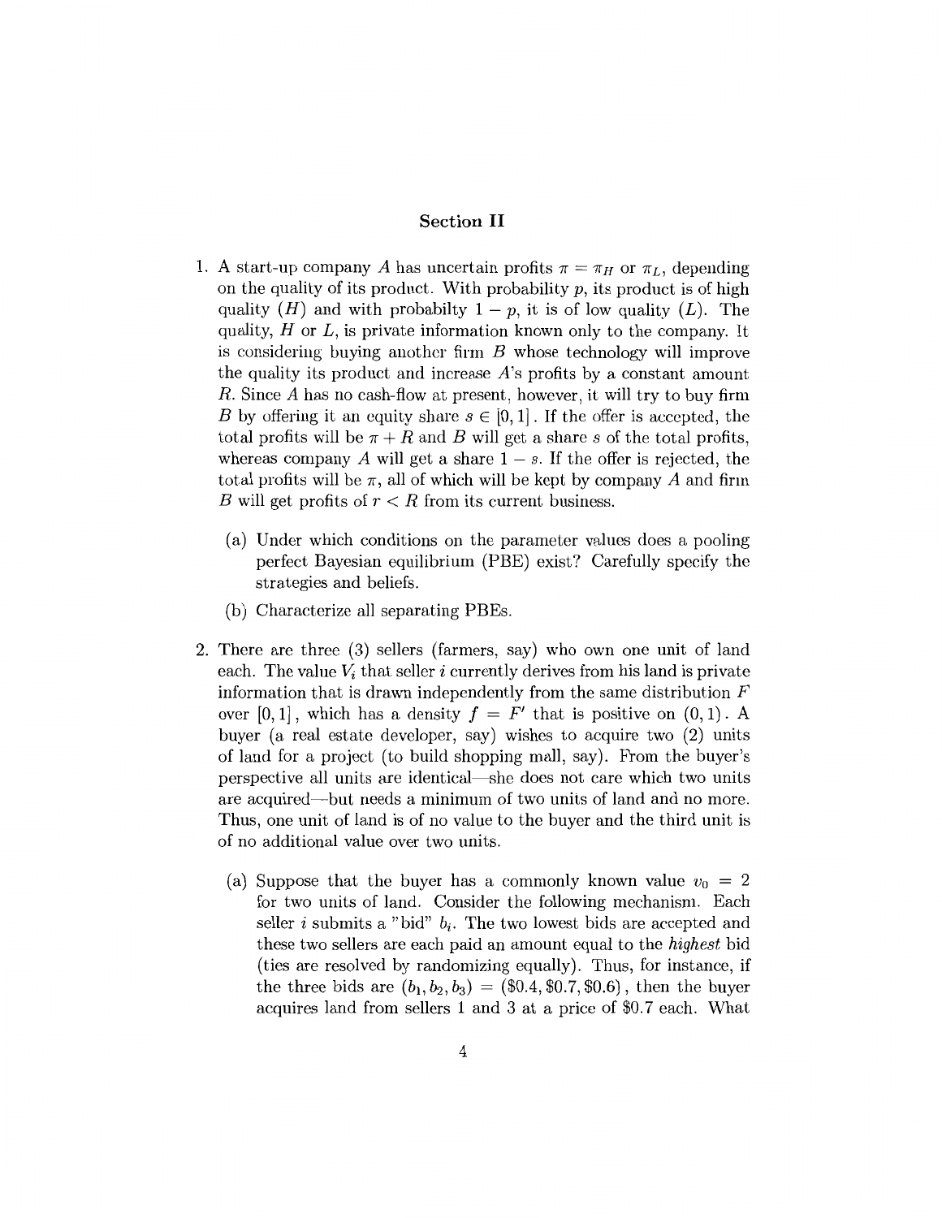## Section II

1. A start-up company $A$ has uncertain profits $\pi = \pi_H$ or $\pi_L$, depending on the quality of its product. With probability $p$, its product is of high quality ($H$) and with probabilty $1-p$, it is of low quality ($L$). The quality, $H$ or $L$, is private information known only to the company. It is considering buying another firm $B$ whose technology will improve the quality its product and increase $A$'s profits by a constant amount $R$. Since $A$ has no cash-flow at present, however, it will try to buy firm $B$ by offering it an equity share $s \in [0,1]$. If the offer is accepted, the total profits will be $\pi + R$ and $B$ will get a share $s$ of the total profits, whereas company $A$ will get a share $1-s$. If the offer is rejected, the total profits will be $\pi$, all of which will be kept by company $A$ and firm $B$ will get profits of $r < R$ from its current business.

   (a) Under which conditions on the parameter values does a pooling perfect Bayesian equilibrium (PBE) exist? Carefully specify the strategies and beliefs.

   (b) Characterize all separating PBEs.

2. There are three (3) sellers (farmers, say) who own one unit of land each. The value $V_i$ that seller $i$ currently derives from his land is private information that is drawn independently from the same distribution $F$ over $[0,1]$, which has a density $f = F'$ that is positive on $(0,1)$. A buyer (a real estate developer, say) wishes to acquire two (2) units of land for a project (to build shopping mall, say). From the buyer's perspective all units are identical—she does not care which two units are acquired—but needs a minimum of two units of land and no more. Thus, one unit of land is of no value to the buyer and the third unit is of no additional value over two units.

   (a) Suppose that the buyer has a commonly known value $v_0 = 2$ for two units of land. Consider the following mechanism. Each seller $i$ submits a "bid" $b_i$. The two lowest bids are accepted and these two sellers are each paid an amount equal to the *highest* bid (ties are resolved by randomizing equally). Thus, for instance, if the three bids are $(b_1, b_2, b_3) = (\$0.4, \$0.7, \$0.6)$, then the buyer acquires land from sellers 1 and 3 at a price of \$0.7 each. What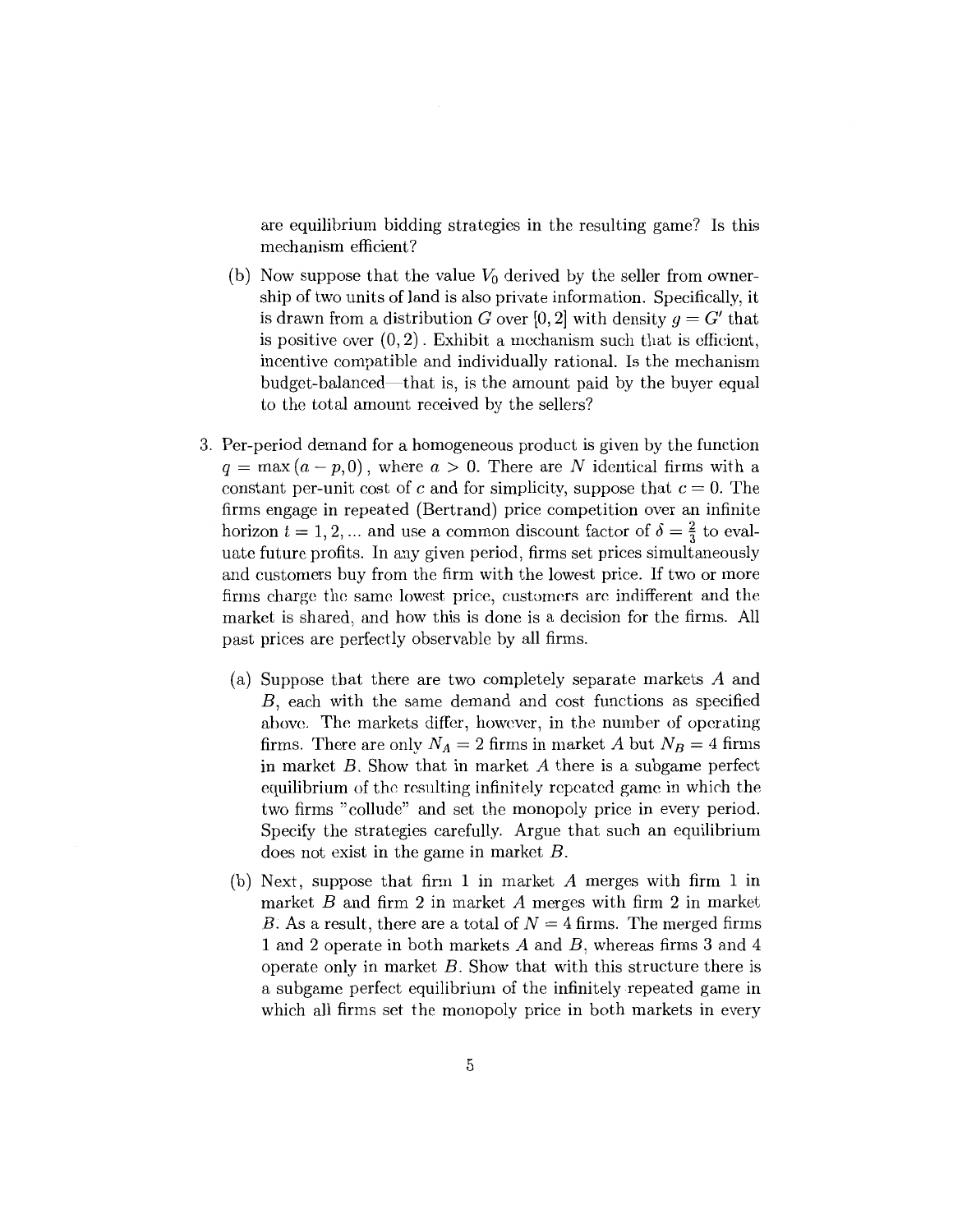are equilibrium bidding strategies in the resulting game? Is this mechanism efficient?

(b) Now suppose that the value $V_0$ derived by the seller from ownership of two units of land is also private information. Specifically, it is drawn from a distribution $G$ over $[0, 2]$ with density $g = G'$ that is positive over $(0, 2)$. Exhibit a mechanism such that is efficient, incentive compatible and individually rational. Is the mechanism budget-balanced—that is, is the amount paid by the buyer equal to the total amount received by the sellers?

3. Per-period demand for a homogeneous product is given by the function $q = \max(a - p, 0)$, where $a > 0$. There are $N$ identical firms with a constant per-unit cost of $c$ and for simplicity, suppose that $c = 0$. The firms engage in repeated (Bertrand) price competition over an infinite horizon $t = 1, 2, ...$ and use a common discount factor of $\delta = \frac{2}{3}$ to evaluate future profits. In any given period, firms set prices simultaneously and customers buy from the firm with the lowest price. If two or more firms charge the same lowest price, customers are indifferent and the market is shared, and how this is done is a decision for the firms. All past prices are perfectly observable by all firms.

   (a) Suppose that there are two completely separate markets $A$ and $B$, each with the same demand and cost functions as specified above. The markets differ, however, in the number of operating firms. There are only $N_A = 2$ firms in market $A$ but $N_B = 4$ firms in market $B$. Show that in market $A$ there is a subgame perfect equilibrium of the resulting infinitely repeated game in which the two firms "collude" and set the monopoly price in every period. Specify the strategies carefully. Argue that such an equilibrium does not exist in the game in market $B$.

   (b) Next, suppose that firm 1 in market $A$ merges with firm 1 in market $B$ and firm 2 in market $A$ merges with firm 2 in market $B$. As a result, there are a total of $N = 4$ firms. The merged firms 1 and 2 operate in both markets $A$ and $B$, whereas firms 3 and 4 operate only in market $B$. Show that with this structure there is a subgame perfect equilibrium of the infinitely repeated game in which all firms set the monopoly price in both markets in every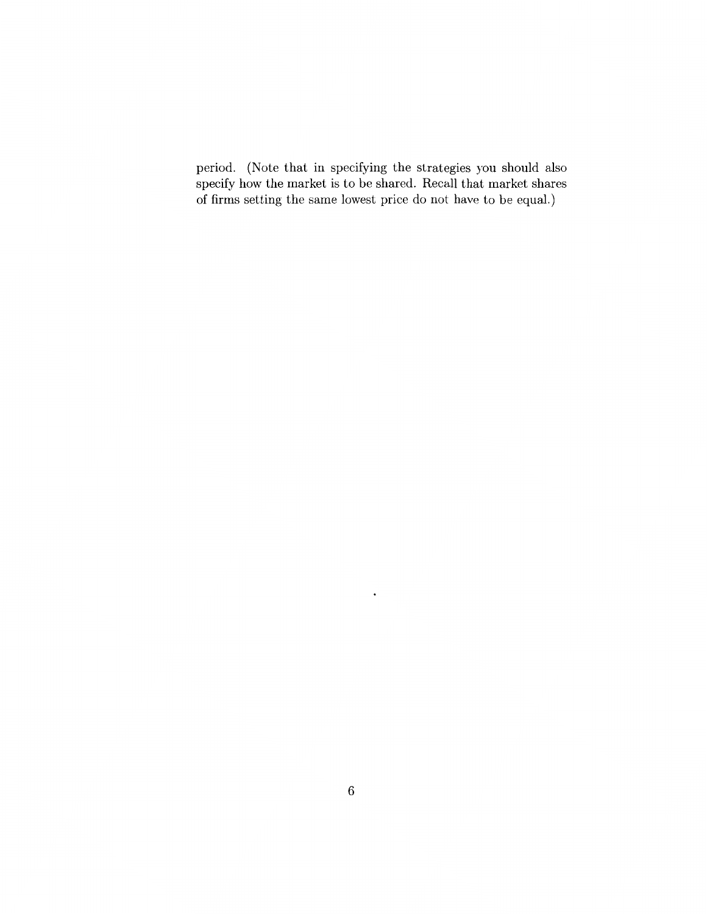period. (Note that in specifying the strategies you should also specify how the market is to be shared. Recall that market shares of firms setting the same lowest price do not have to be equal.)